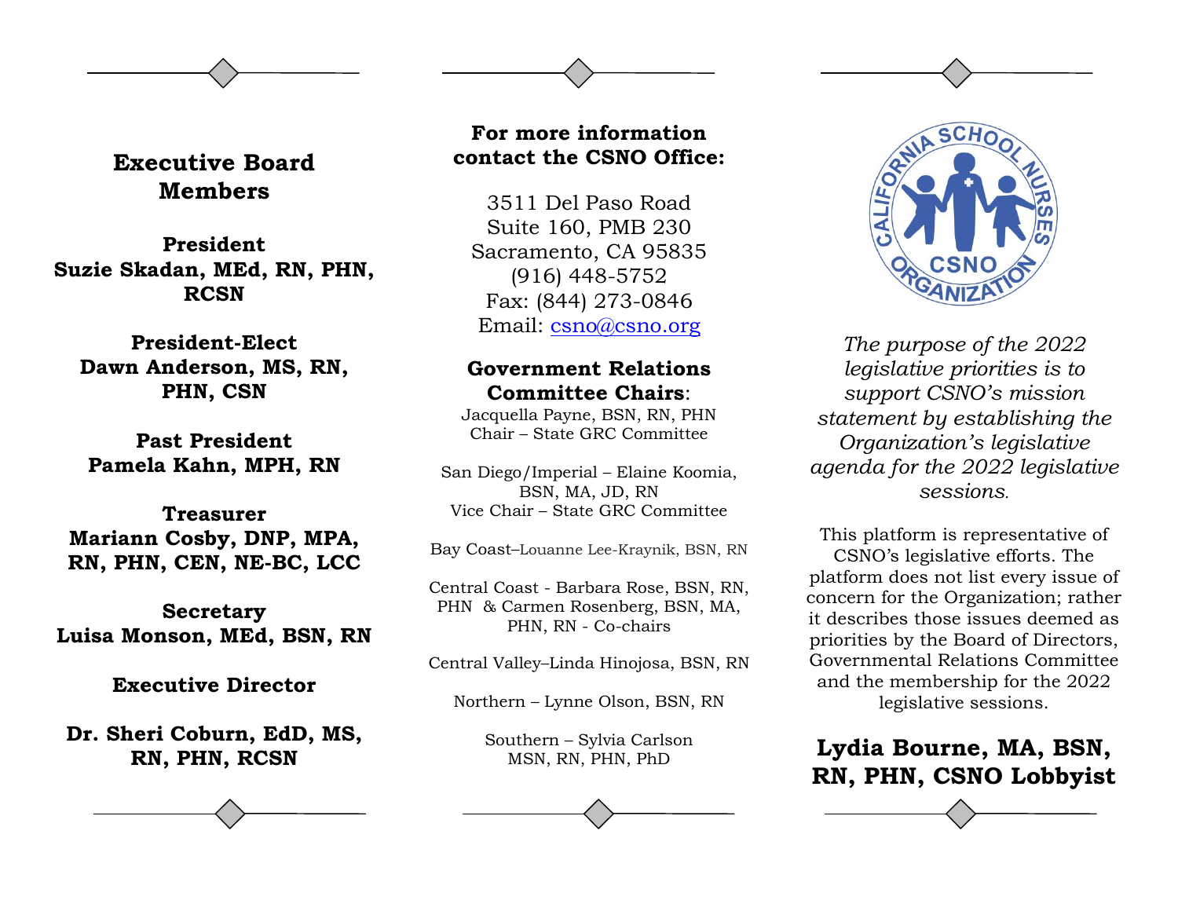## Executive Board Members

**President**
**Suzie Skadan, MEd, RN, PHN, RCSN**

**President-Elect**
**Dawn Anderson, MS, RN, PHN, CSN**

**Past President**
**Pamela Kahn, MPH, RN**

**Treasurer**
**Mariann Cosby, DNP, MPA, RN, PHN, CEN, NE-BC, LCC**

**Secretary**
**Luisa Monson, MEd, BSN, RN**

**Executive Director**

**Dr. Sheri Coburn, EdD, MS, RN, PHN, RCSN**

**For more information contact the CSNO Office:**

3511 Del Paso Road
Suite 160, PMB 230
Sacramento, CA 95835
(916) 448-5752
Fax: (844) 273-0846
Email: csno@csno.org

**Government Relations Committee Chairs**:

Jacquella Payne, BSN, RN, PHN
Chair – State GRC Committee

San Diego/Imperial – Elaine Koomia, BSN, MA, JD, RN
Vice Chair – State GRC Committee

Bay Coast–Louanne Lee-Kraynik, BSN, RN

Central Coast - Barbara Rose, BSN, RN, PHN & Carmen Rosenberg, BSN, MA, PHN, RN - Co-chairs

Central Valley–Linda Hinojosa, BSN, RN

Northern – Lynne Olson, BSN, RN

Southern – Sylvia Carlson MSN, RN, PHN, PhD

CALIFORNIA SCHOOL NURSES ORGANIZATION
CSNO

*The purpose of the 2022 legislative priorities is to support CSNO's mission statement by establishing the Organization's legislative agenda for the 2022 legislative sessions.*

This platform is representative of CSNO's legislative efforts. The platform does not list every issue of concern for the Organization; rather it describes those issues deemed as priorities by the Board of Directors, Governmental Relations Committee and the membership for the 2022 legislative sessions.

**Lydia Bourne, MA, BSN, RN, PHN, CSNO Lobbyist**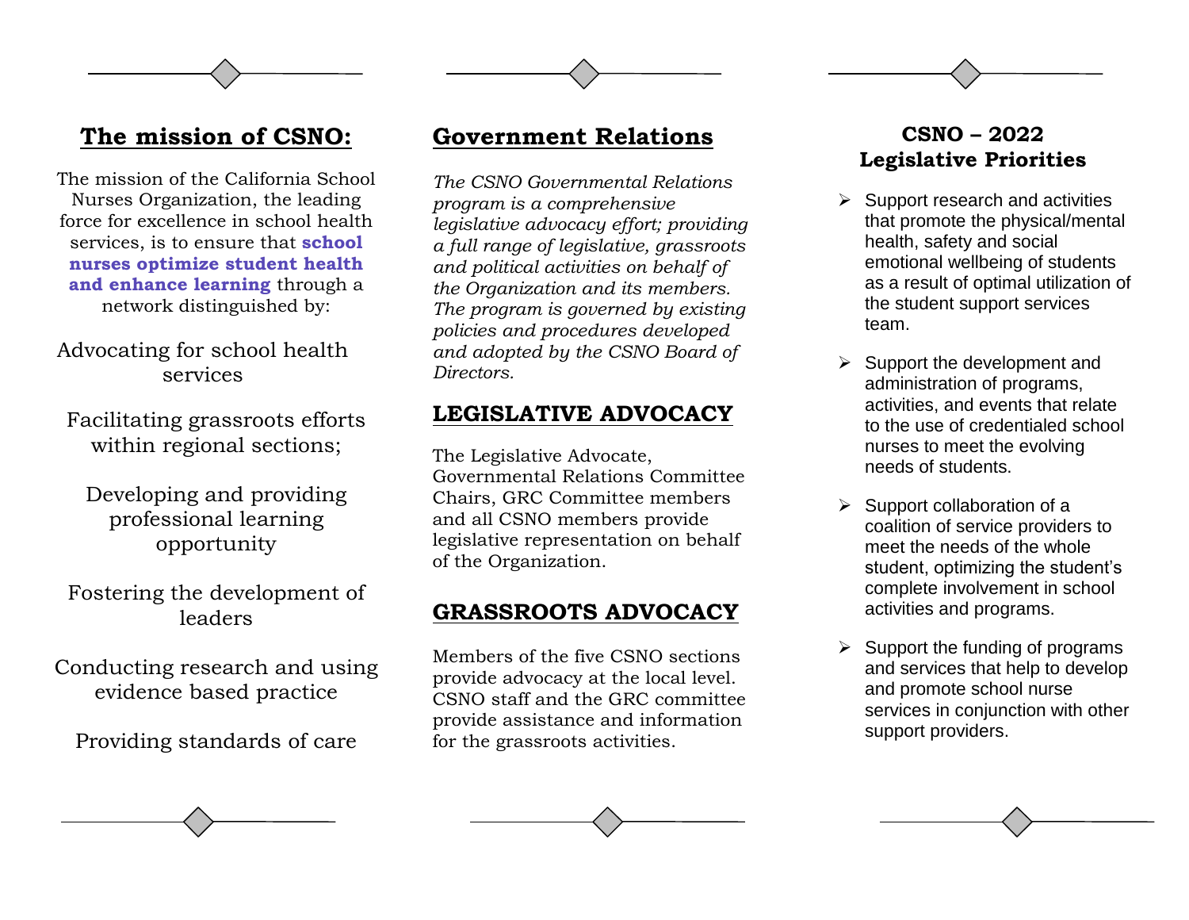## The mission of CSNO:

The mission of the California School Nurses Organization, the leading force for excellence in school health services, is to ensure that **school nurses optimize student health and enhance learning** through a network distinguished by:

Advocating for school health services

Facilitating grassroots efforts within regional sections;

Developing and providing professional learning opportunity

Fostering the development of leaders

Conducting research and using evidence based practice

Providing standards of care

## Government Relations

*The CSNO Governmental Relations program is a comprehensive legislative advocacy effort; providing a full range of legislative, grassroots and political activities on behalf of the Organization and its members. The program is governed by existing policies and procedures developed and adopted by the CSNO Board of Directors.*

## LEGISLATIVE ADVOCACY

The Legislative Advocate, Governmental Relations Committee Chairs, GRC Committee members and all CSNO members provide legislative representation on behalf of the Organization.

## GRASSROOTS ADVOCACY

Members of the five CSNO sections provide advocacy at the local level. CSNO staff and the GRC committee provide assistance and information for the grassroots activities.

## CSNO – 2022 Legislative Priorities

- Support research and activities that promote the physical/mental health, safety and social emotional wellbeing of students as a result of optimal utilization of the student support services team.
- Support the development and administration of programs, activities, and events that relate to the use of credentialed school nurses to meet the evolving needs of students.
- Support collaboration of a coalition of service providers to meet the needs of the whole student, optimizing the student's complete involvement in school activities and programs.
- Support the funding of programs and services that help to develop and promote school nurse services in conjunction with other support providers.